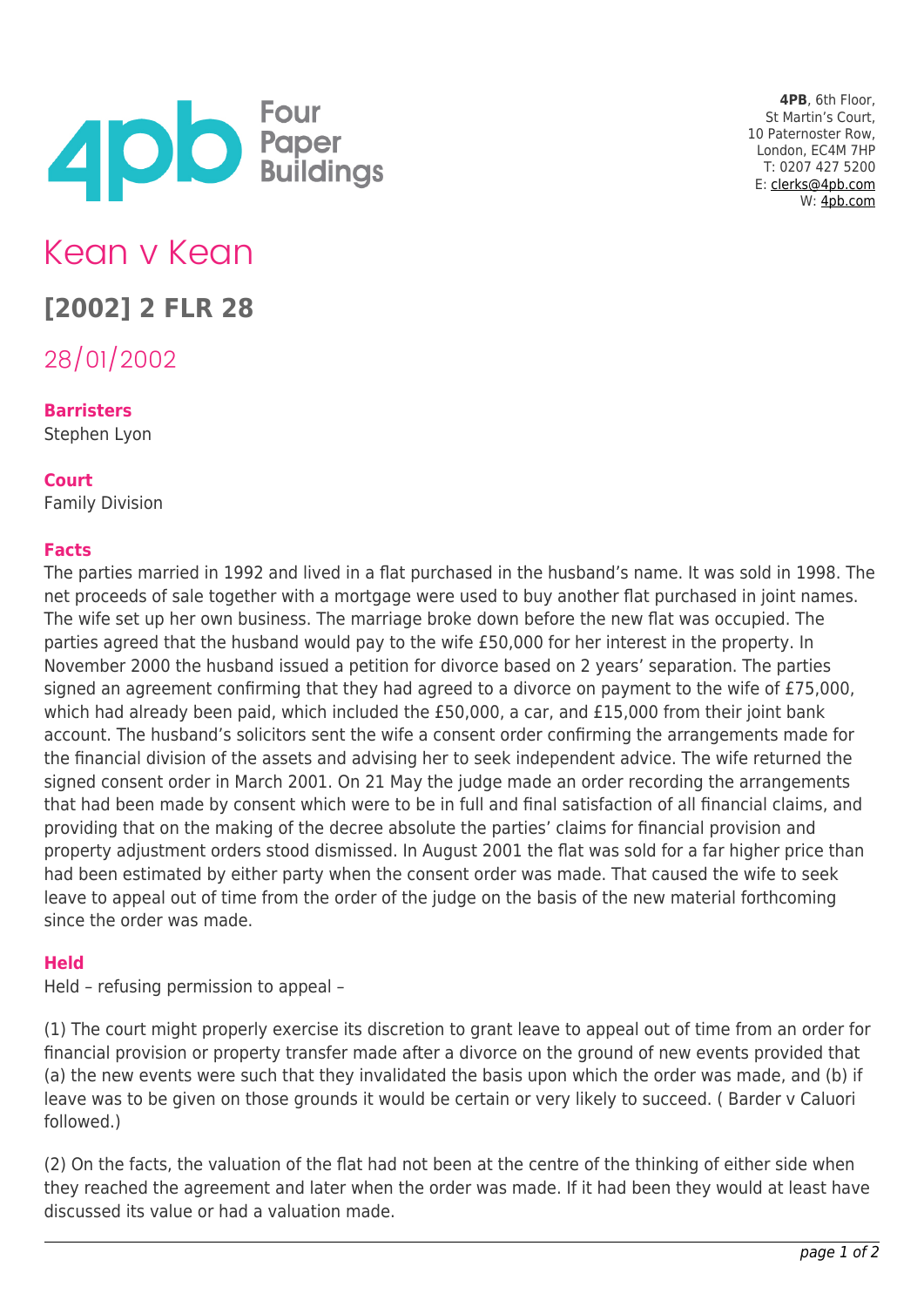**4PB**, 6th Floor,
St Martin's Court,
10 Paternoster Row,
London, EC4M 7HP
T: 0207 427 5200
E: clerks@4pb.com
W: 4pb.com

# Kean v Kean

## [2002] 2 FLR 28

28/01/2002

**Barristers**
Stephen Lyon

**Court**
Family Division

**Facts**
The parties married in 1992 and lived in a flat purchased in the husband's name. It was sold in 1998. The net proceeds of sale together with a mortgage were used to buy another flat purchased in joint names. The wife set up her own business. The marriage broke down before the new flat was occupied. The parties agreed that the husband would pay to the wife £50,000 for her interest in the property. In November 2000 the husband issued a petition for divorce based on 2 years' separation. The parties signed an agreement confirming that they had agreed to a divorce on payment to the wife of £75,000, which had already been paid, which included the £50,000, a car, and £15,000 from their joint bank account. The husband's solicitors sent the wife a consent order confirming the arrangements made for the financial division of the assets and advising her to seek independent advice. The wife returned the signed consent order in March 2001. On 21 May the judge made an order recording the arrangements that had been made by consent which were to be in full and final satisfaction of all financial claims, and providing that on the making of the decree absolute the parties' claims for financial provision and property adjustment orders stood dismissed. In August 2001 the flat was sold for a far higher price than had been estimated by either party when the consent order was made. That caused the wife to seek leave to appeal out of time from the order of the judge on the basis of the new material forthcoming since the order was made.

**Held**
Held – refusing permission to appeal –

(1) The court might properly exercise its discretion to grant leave to appeal out of time from an order for financial provision or property transfer made after a divorce on the ground of new events provided that (a) the new events were such that they invalidated the basis upon which the order was made, and (b) if leave was to be given on those grounds it would be certain or very likely to succeed. ( Barder v Caluori followed.)

(2) On the facts, the valuation of the flat had not been at the centre of the thinking of either side when they reached the agreement and later when the order was made. If it had been they would at least have discussed its value or had a valuation made.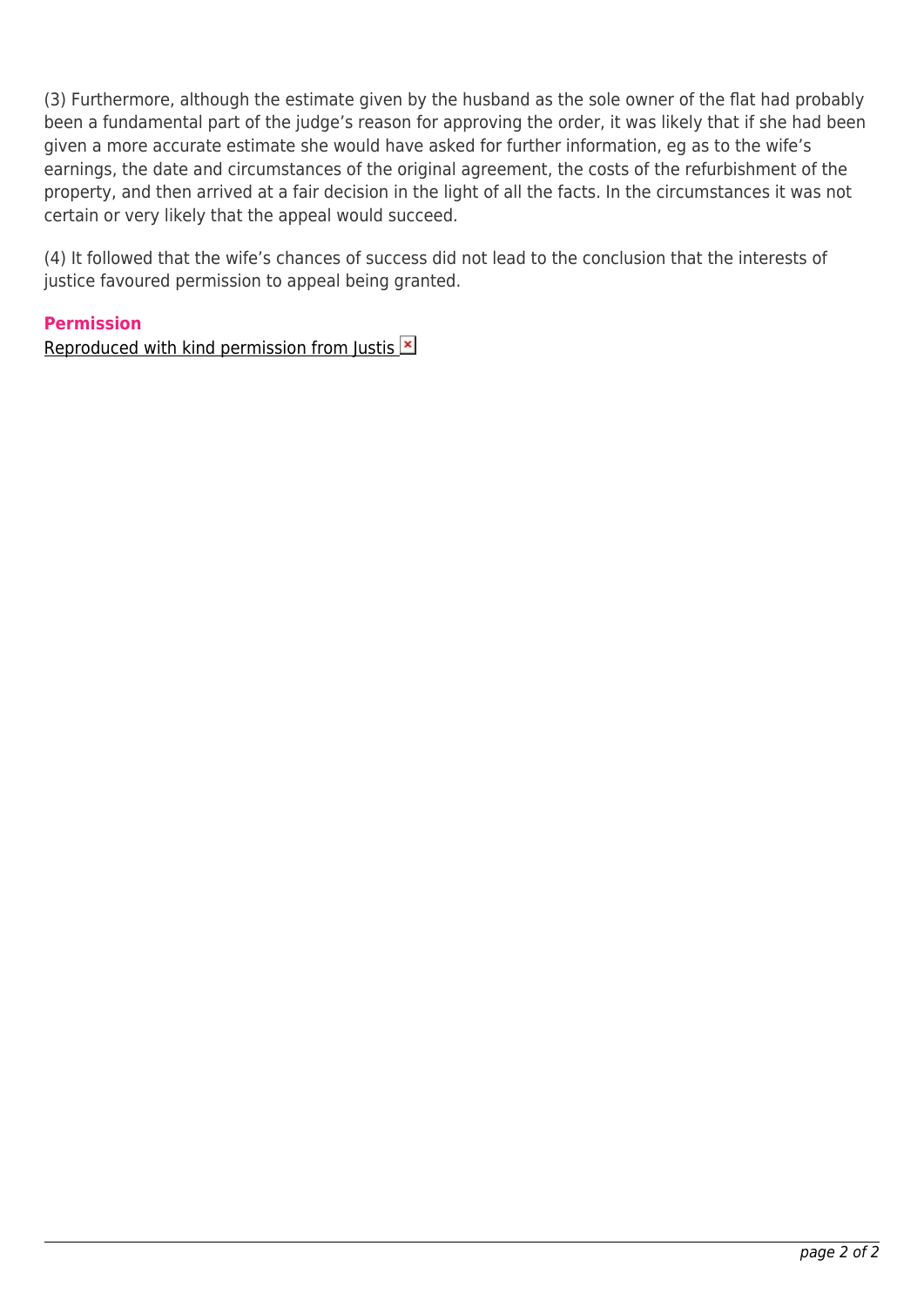(3) Furthermore, although the estimate given by the husband as the sole owner of the flat had probably been a fundamental part of the judge's reason for approving the order, it was likely that if she had been given a more accurate estimate she would have asked for further information, eg as to the wife's earnings, the date and circumstances of the original agreement, the costs of the refurbishment of the property, and then arrived at a fair decision in the light of all the facts. In the circumstances it was not certain or very likely that the appeal would succeed.

(4) It followed that the wife's chances of success did not lead to the conclusion that the interests of justice favoured permission to appeal being granted.

**Permission**

Reproduced with kind permission from Justis